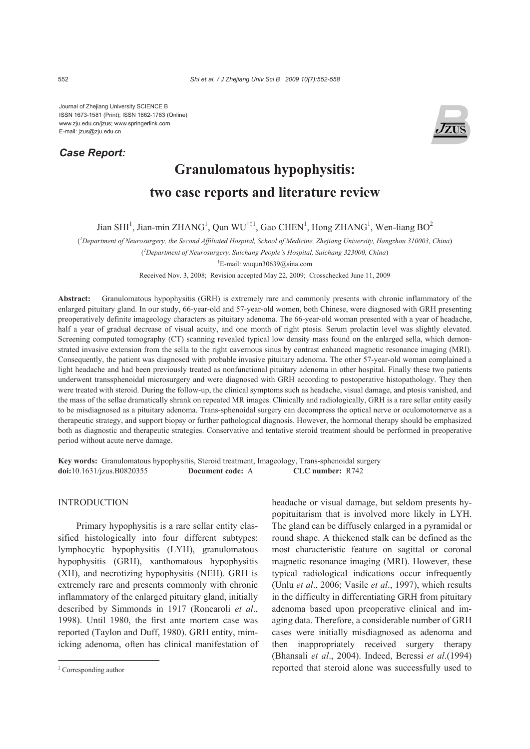Journal of Zhejiang University SCIENCE B
ISSN 1673-1581 (Print); ISSN 1862-1783 (Online)
www.zju.edu.cn/jzus; www.springerlink.com
E-mail: jzus@zju.edu.cn

***Case Report:***

# Granulomatous hypophysitis: two case reports and literature review

Jian SHI[1], Jian-min ZHANG[1], Qun WU[†‡1], Gao CHEN[1], Hong ZHANG[1], Wen-liang BO[2]

([1]Department of Neurosurgery, the Second Affiliated Hospital, School of Medicine, Zhejiang University, Hangzhou 310003, China)

([2]Department of Neurosurgery, Suichang People's Hospital, Suichang 323000, China)

[†]E-mail: wuqun30639@sina.com

Received Nov. 3, 2008; Revision accepted May 22, 2009; Crosschecked June 11, 2009

**Abstract:** Granulomatous hypophysitis (GRH) is extremely rare and commonly presents with chronic inflammatory of the enlarged pituitary gland. In our study, 66-year-old and 57-year-old women, both Chinese, were diagnosed with GRH presenting preoperatively definite imageology characters as pituitary adenoma. The 66-year-old woman presented with a year of headache, half a year of gradual decrease of visual acuity, and one month of right ptosis. Serum prolactin level was slightly elevated. Screening computed tomography (CT) scanning revealed typical low density mass found on the enlarged sella, which demonstrated invasive extension from the sella to the right cavernous sinus by contrast enhanced magnetic resonance imaging (MRI). Consequently, the patient was diagnosed with probable invasive pituitary adenoma. The other 57-year-old woman complained a light headache and had been previously treated as nonfunctional pituitary adenoma in other hospital. Finally these two patients underwent transsphenoidal microsurgery and were diagnosed with GRH according to postoperative histopathology. They then were treated with steroid. During the follow-up, the clinical symptoms such as headache, visual damage, and ptosis vanished, and the mass of the sellae dramatically shrank on repeated MR images. Clinically and radiologically, GRH is a rare sellar entity easily to be misdiagnosed as a pituitary adenoma. Trans-sphenoidal surgery can decompress the optical nerve or oculomotornerve as a therapeutic strategy, and support biopsy or further pathological diagnosis. However, the hormonal therapy should be emphasized both as diagnostic and therapeutic strategies. Conservative and tentative steroid treatment should be performed in preoperative period without acute nerve damage.

**Key words:** Granulomatous hypophysitis, Steroid treatment, Imageology, Trans-sphenoidal surgery
**doi:**10.1631/jzus.B0820355 **Document code:** A **CLC number:** R742

## INTRODUCTION

Primary hypophysitis is a rare sellar entity classified histologically into four different subtypes: lymphocytic hypophysitis (LYH), granulomatous hypophysitis (GRH), xanthomatous hypophysitis (XH), and necrotizing hypophysitis (NEH). GRH is extremely rare and presents commonly with chronic inflammatory of the enlarged pituitary gland, initially described by Simmonds in 1917 (Roncaroli *et al*., 1998). Until 1980, the first ante mortem case was reported (Taylon and Duff, 1980). GRH entity, mimicking adenoma, often has clinical manifestation of headache or visual damage, but seldom presents hypopituitarism that is involved more likely in LYH. The gland can be diffusely enlarged in a pyramidal or round shape. A thickened stalk can be defined as the most characteristic feature on sagittal or coronal magnetic resonance imaging (MRI). However, these typical radiological indications occur infrequently (Unlu *et al*., 2006; Vasile *et al*., 1997), which results in the difficulty in differentiating GRH from pituitary adenoma based upon preoperative clinical and imaging data. Therefore, a considerable number of GRH cases were initially misdiagnosed as adenoma and then inappropriately received surgery therapy (Bhansali *et al*., 2004). Indeed, Beressi *et al*.(1994) reported that steroid alone was successfully used to

[‡] Corresponding author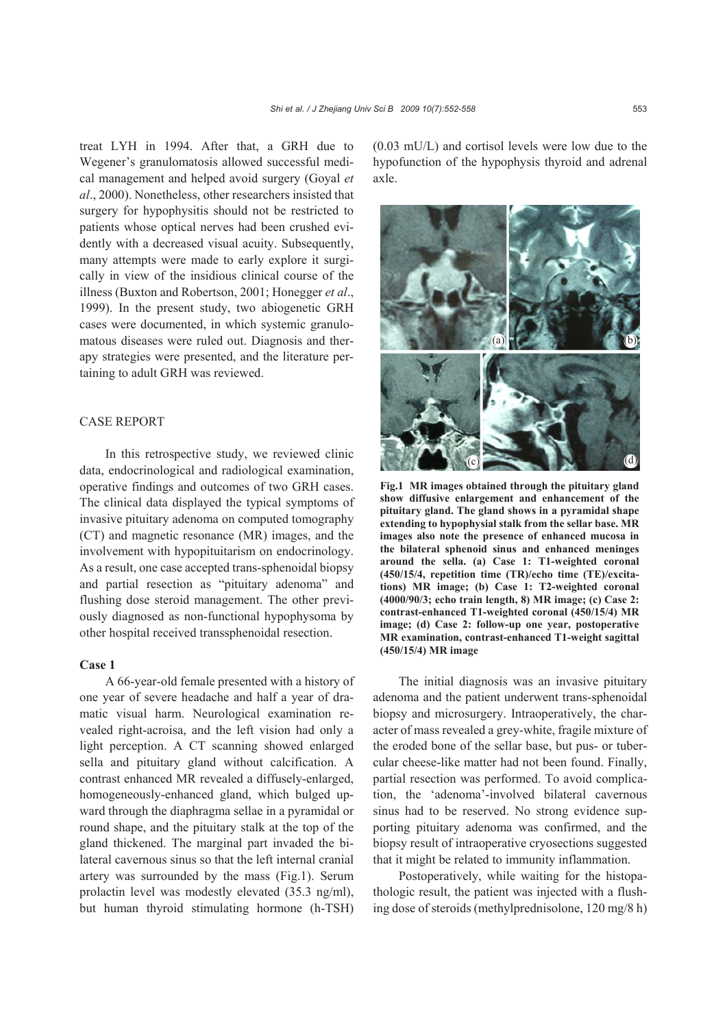treat LYH in 1994. After that, a GRH due to Wegener's granulomatosis allowed successful medical management and helped avoid surgery (Goyal *et al*., 2000). Nonetheless, other researchers insisted that surgery for hypophysitis should not be restricted to patients whose optical nerves had been crushed evidently with a decreased visual acuity. Subsequently, many attempts were made to early explore it surgically in view of the insidious clinical course of the illness (Buxton and Robertson, 2001; Honegger *et al*., 1999). In the present study, two abiogenetic GRH cases were documented, in which systemic granulomatous diseases were ruled out. Diagnosis and therapy strategies were presented, and the literature pertaining to adult GRH was reviewed.

## CASE REPORT

In this retrospective study, we reviewed clinic data, endocrinological and radiological examination, operative findings and outcomes of two GRH cases. The clinical data displayed the typical symptoms of invasive pituitary adenoma on computed tomography (CT) and magnetic resonance (MR) images, and the involvement with hypopituitarism on endocrinology. As a result, one case accepted trans-sphenoidal biopsy and partial resection as "pituitary adenoma" and flushing dose steroid management. The other previously diagnosed as non-functional hypophysoma by other hospital received transsphenoidal resection.

### Case 1

A 66-year-old female presented with a history of one year of severe headache and half a year of dramatic visual harm. Neurological examination revealed right-acroisa, and the left vision had only a light perception. A CT scanning showed enlarged sella and pituitary gland without calcification. A contrast enhanced MR revealed a diffusely-enlarged, homogeneously-enhanced gland, which bulged upward through the diaphragma sellae in a pyramidal or round shape, and the pituitary stalk at the top of the gland thickened. The marginal part invaded the bilateral cavernous sinus so that the left internal cranial artery was surrounded by the mass (Fig.1). Serum prolactin level was modestly elevated (35.3 ng/ml), but human thyroid stimulating hormone (h-TSH) (0.03 mU/L) and cortisol levels were low due to the hypofunction of the hypophysis thyroid and adrenal axle.

**Fig.1 MR images obtained through the pituitary gland show diffusive enlargement and enhancement of the pituitary gland. The gland shows in a pyramidal shape extending to hypophysial stalk from the sellar base. MR images also note the presence of enhanced mucosa in the bilateral sphenoid sinus and enhanced meninges around the sella. (a) Case 1: T1-weighted coronal (450/15/4, repetition time (TR)/echo time (TE)/excitations) MR image; (b) Case 1: T2-weighted coronal (4000/90/3; echo train length, 8) MR image; (c) Case 2: contrast-enhanced T1-weighted coronal (450/15/4) MR image; (d) Case 2: follow-up one year, postoperative MR examination, contrast-enhanced T1-weight sagittal (450/15/4) MR image**

The initial diagnosis was an invasive pituitary adenoma and the patient underwent trans-sphenoidal biopsy and microsurgery. Intraoperatively, the character of mass revealed a grey-white, fragile mixture of the eroded bone of the sellar base, but pus- or tubercular cheese-like matter had not been found. Finally, partial resection was performed. To avoid complication, the 'adenoma'-involved bilateral cavernous sinus had to be reserved. No strong evidence supporting pituitary adenoma was confirmed, and the biopsy result of intraoperative cryosections suggested that it might be related to immunity inflammation.

Postoperatively, while waiting for the histopathologic result, the patient was injected with a flushing dose of steroids (methylprednisolone, 120 mg/8 h)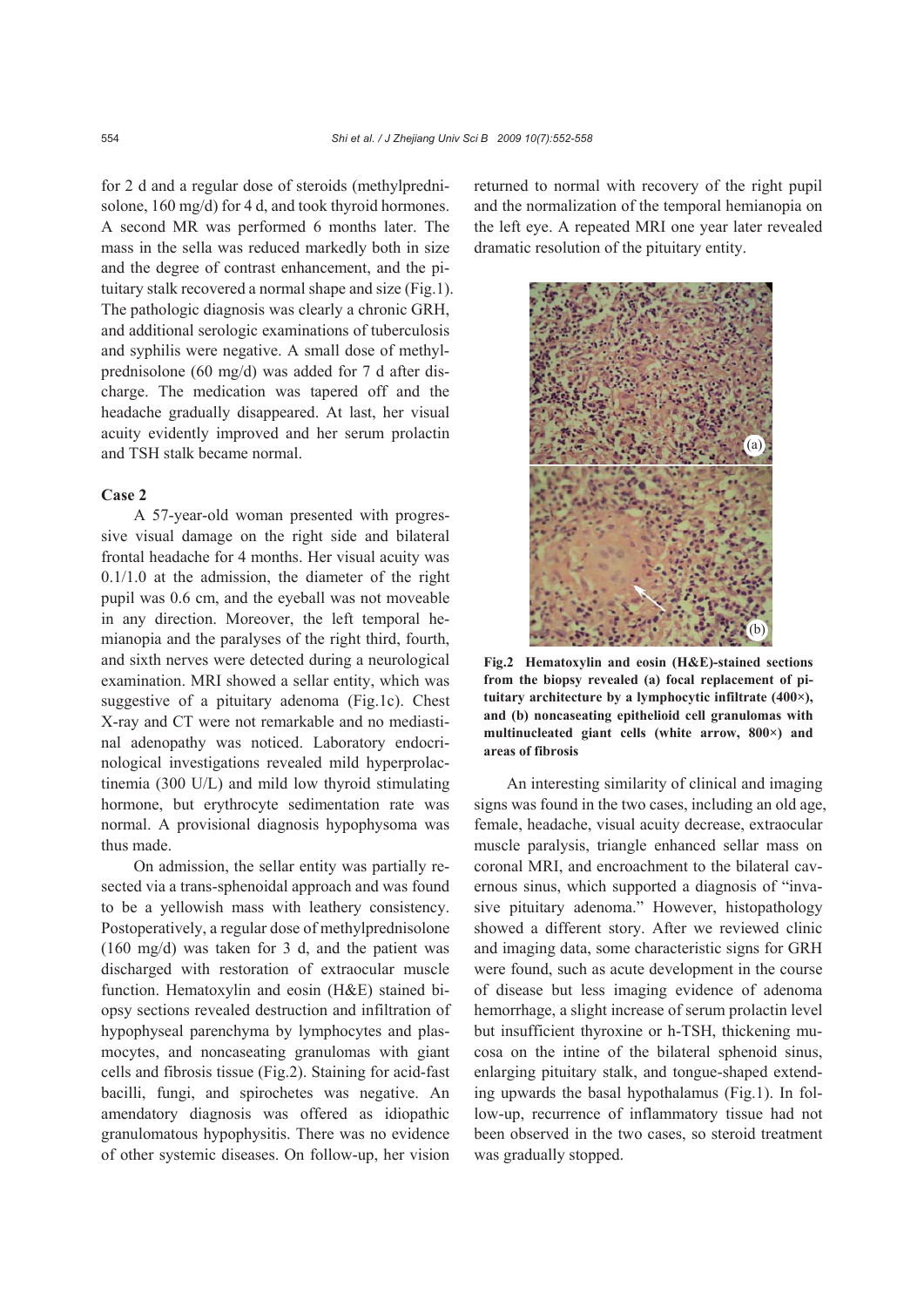for 2 d and a regular dose of steroids (methylprednisolone, 160 mg/d) for 4 d, and took thyroid hormones. A second MR was performed 6 months later. The mass in the sella was reduced markedly both in size and the degree of contrast enhancement, and the pituitary stalk recovered a normal shape and size (Fig.1). The pathologic diagnosis was clearly a chronic GRH, and additional serologic examinations of tuberculosis and syphilis were negative. A small dose of methylprednisolone (60 mg/d) was added for 7 d after discharge. The medication was tapered off and the headache gradually disappeared. At last, her visual acuity evidently improved and her serum prolactin and TSH stalk became normal.

### Case 2

A 57-year-old woman presented with progressive visual damage on the right side and bilateral frontal headache for 4 months. Her visual acuity was 0.1/1.0 at the admission, the diameter of the right pupil was 0.6 cm, and the eyeball was not moveable in any direction. Moreover, the left temporal hemianopia and the paralyses of the right third, fourth, and sixth nerves were detected during a neurological examination. MRI showed a sellar entity, which was suggestive of a pituitary adenoma (Fig.1c). Chest X-ray and CT were not remarkable and no mediastinal adenopathy was noticed. Laboratory endocrinological investigations revealed mild hyperprolactinemia (300 U/L) and mild low thyroid stimulating hormone, but erythrocyte sedimentation rate was normal. A provisional diagnosis hypophysoma was thus made.

On admission, the sellar entity was partially resected via a trans-sphenoidal approach and was found to be a yellowish mass with leathery consistency. Postoperatively, a regular dose of methylprednisolone (160 mg/d) was taken for 3 d, and the patient was discharged with restoration of extraocular muscle function. Hematoxylin and eosin (H&E) stained biopsy sections revealed destruction and infiltration of hypophyseal parenchyma by lymphocytes and plasmocytes, and noncaseating granulomas with giant cells and fibrosis tissue (Fig.2). Staining for acid-fast bacilli, fungi, and spirochetes was negative. An amendatory diagnosis was offered as idiopathic granulomatous hypophysitis. There was no evidence of other systemic diseases. On follow-up, her vision returned to normal with recovery of the right pupil and the normalization of the temporal hemianopia on the left eye. A repeated MRI one year later revealed dramatic resolution of the pituitary entity.

**Fig.2 Hematoxylin and eosin (H&E)-stained sections from the biopsy revealed (a) focal replacement of pituitary architecture by a lymphocytic infiltrate (400×), and (b) noncaseating epithelioid cell granulomas with multinucleated giant cells (white arrow, 800×) and areas of fibrosis**

An interesting similarity of clinical and imaging signs was found in the two cases, including an old age, female, headache, visual acuity decrease, extraocular muscle paralysis, triangle enhanced sellar mass on coronal MRI, and encroachment to the bilateral cavernous sinus, which supported a diagnosis of "invasive pituitary adenoma." However, histopathology showed a different story. After we reviewed clinic and imaging data, some characteristic signs for GRH were found, such as acute development in the course of disease but less imaging evidence of adenoma hemorrhage, a slight increase of serum prolactin level but insufficient thyroxine or h-TSH, thickening mucosa on the intine of the bilateral sphenoid sinus, enlarging pituitary stalk, and tongue-shaped extending upwards the basal hypothalamus (Fig.1). In follow-up, recurrence of inflammatory tissue had not been observed in the two cases, so steroid treatment was gradually stopped.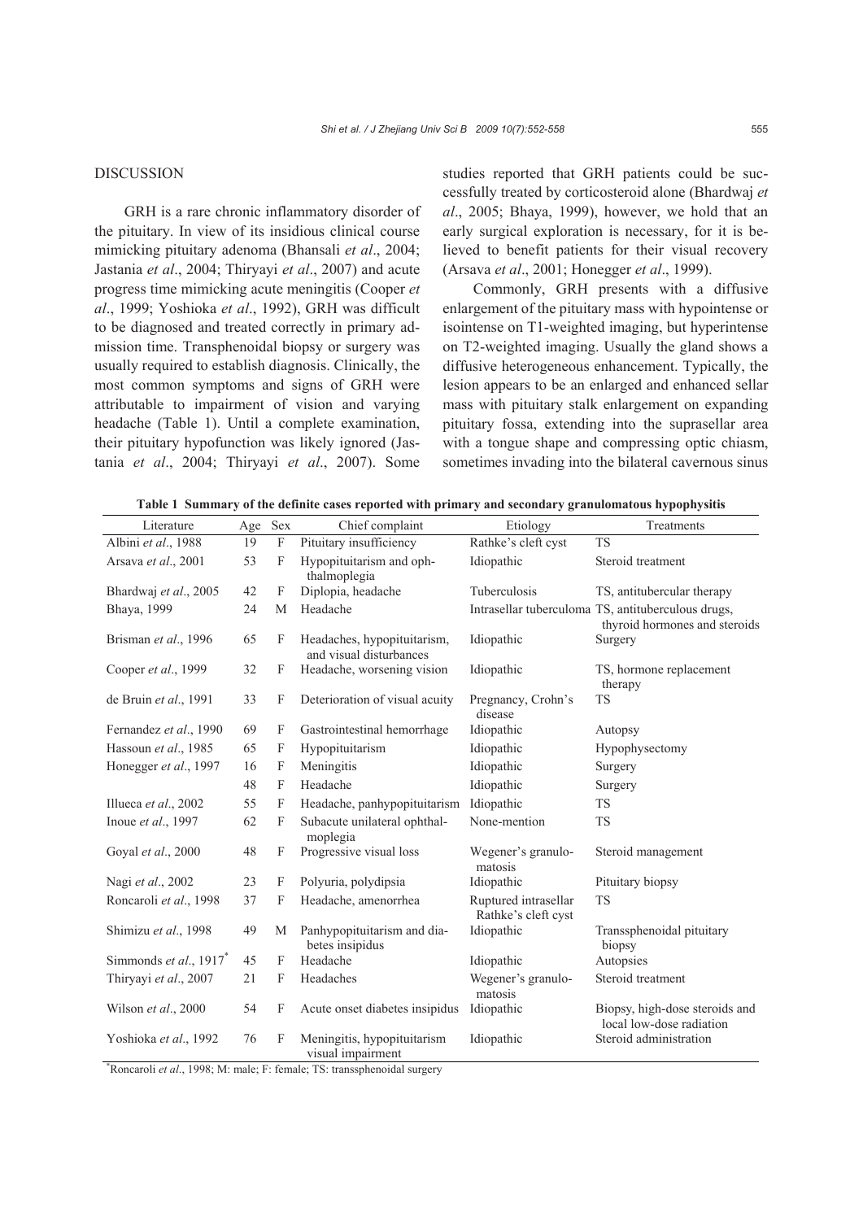## DISCUSSION

GRH is a rare chronic inflammatory disorder of the pituitary. In view of its insidious clinical course mimicking pituitary adenoma (Bhansali *et al*., 2004; Jastania *et al*., 2004; Thiryayi *et al*., 2007) and acute progress time mimicking acute meningitis (Cooper *et al*., 1999; Yoshioka *et al*., 1992), GRH was difficult to be diagnosed and treated correctly in primary admission time. Transphenoidal biopsy or surgery was usually required to establish diagnosis. Clinically, the most common symptoms and signs of GRH were attributable to impairment of vision and varying headache (Table 1). Until a complete examination, their pituitary hypofunction was likely ignored (Jastania *et al*., 2004; Thiryayi *et al*., 2007). Some studies reported that GRH patients could be successfully treated by corticosteroid alone (Bhardwaj *et al*., 2005; Bhaya, 1999), however, we hold that an early surgical exploration is necessary, for it is believed to benefit patients for their visual recovery (Arsava *et al*., 2001; Honegger *et al*., 1999).

Commonly, GRH presents with a diffusive enlargement of the pituitary mass with hypointense or isointense on T1-weighted imaging, but hyperintense on T2-weighted imaging. Usually the gland shows a diffusive heterogeneous enhancement. Typically, the lesion appears to be an enlarged and enhanced sellar mass with pituitary stalk enlargement on expanding pituitary fossa, extending into the suprasellar area with a tongue shape and compressing optic chiasm, sometimes invading into the bilateral cavernous sinus

**Table 1 Summary of the definite cases reported with primary and secondary granulomatous hypophysitis**

| Literature | Age | Sex | Chief complaint | Etiology | Treatments |
|---|---|---|---|---|---|
| Albini *et al*., 1988 | 19 | F | Pituitary insufficiency | Rathke's cleft cyst | TS |
| Arsava *et al*., 2001 | 53 | F | Hypopituitarism and ophthalmoplegia | Idiopathic | Steroid treatment |
| Bhardwaj *et al*., 2005 | 42 | F | Diplopia, headache | Tuberculosis | TS, antitubercular therapy |
| Bhaya, 1999 | 24 | M | Headache | Intrasellar tuberculoma | TS, antituberculous drugs, thyroid hormones and steroids |
| Brisman *et al*., 1996 | 65 | F | Headaches, hypopituitarism, and visual disturbances | Idiopathic | Surgery |
| Cooper *et al*., 1999 | 32 | F | Headache, worsening vision | Idiopathic | TS, hormone replacement therapy |
| de Bruin *et al*., 1991 | 33 | F | Deterioration of visual acuity | Pregnancy, Crohn's disease | TS |
| Fernandez *et al*., 1990 | 69 | F | Gastrointestinal hemorrhage | Idiopathic | Autopsy |
| Hassoun *et al*., 1985 | 65 | F | Hypopituitarism | Idiopathic | Hypophysectomy |
| Honegger *et al*., 1997 | 16 | F | Meningitis | Idiopathic | Surgery |
| | 48 | F | Headache | Idiopathic | Surgery |
| Illueca *et al*., 2002 | 55 | F | Headache, panhypopituitarism | Idiopathic | TS |
| Inoue *et al*., 1997 | 62 | F | Subacute unilateral ophthalmoplegia | None-mention | TS |
| Goyal *et al*., 2000 | 48 | F | Progressive visual loss | Wegener's granulomatosis | Steroid management |
| Nagi *et al*., 2002 | 23 | F | Polyuria, polydipsia | Idiopathic | Pituitary biopsy |
| Roncaroli *et al*., 1998 | 37 | F | Headache, amenorrhea | Ruptured intrasellar Rathke's cleft cyst | TS |
| Shimizu *et al*., 1998 | 49 | M | Panhypopituitarism and diabetes insipidus | Idiopathic | Transsphenoidal pituitary biopsy |
| Simmonds *et al*., 1917[*] | 45 | F | Headache | Idiopathic | Autopsies |
| Thiryayi *et al*., 2007 | 21 | F | Headaches | Wegener's granulomatosis | Steroid treatment |
| Wilson *et al*., 2000 | 54 | F | Acute onset diabetes insipidus | Idiopathic | Biopsy, high-dose steroids and local low-dose radiation |
| Yoshioka *et al*., 1992 | 76 | F | Meningitis, hypopituitarism visual impairment | Idiopathic | Steroid administration |

[*]Roncaroli *et al*., 1998; M: male; F: female; TS: transsphenoidal surgery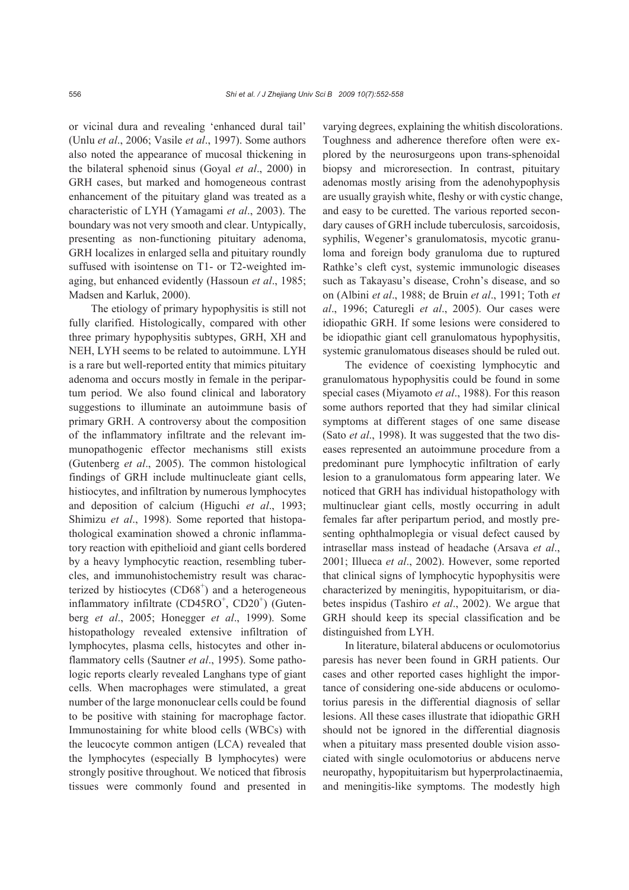or vicinal dura and revealing 'enhanced dural tail' (Unlu *et al*., 2006; Vasile *et al*., 1997). Some authors also noted the appearance of mucosal thickening in the bilateral sphenoid sinus (Goyal *et al*., 2000) in GRH cases, but marked and homogeneous contrast enhancement of the pituitary gland was treated as a characteristic of LYH (Yamagami *et al*., 2003). The boundary was not very smooth and clear. Untypically, presenting as non-functioning pituitary adenoma, GRH localizes in enlarged sella and pituitary roundly suffused with isointense on T1- or T2-weighted imaging, but enhanced evidently (Hassoun *et al*., 1985; Madsen and Karluk, 2000).

The etiology of primary hypophysitis is still not fully clarified. Histologically, compared with other three primary hypophysitis subtypes, GRH, XH and NEH, LYH seems to be related to autoimmune. LYH is a rare but well-reported entity that mimics pituitary adenoma and occurs mostly in female in the peripartum period. We also found clinical and laboratory suggestions to illuminate an autoimmune basis of primary GRH. A controversy about the composition of the inflammatory infiltrate and the relevant immunopathogenic effector mechanisms still exists (Gutenberg *et al*., 2005). The common histological findings of GRH include multinucleate giant cells, histiocytes, and infiltration by numerous lymphocytes and deposition of calcium (Higuchi *et al*., 1993; Shimizu *et al*., 1998). Some reported that histopathological examination showed a chronic inflammatory reaction with epithelioid and giant cells bordered by a heavy lymphocytic reaction, resembling tubercles, and immunohistochemistry result was characterized by histiocytes ($CD68^{+}$) and a heterogeneous inflammatory infiltrate ($CD45RO^{+}$, $CD20^{+}$) (Gutenberg *et al*., 2005; Honegger *et al*., 1999). Some histopathology revealed extensive infiltration of lymphocytes, plasma cells, histocytes and other inflammatory cells (Sautner *et al*., 1995). Some pathologic reports clearly revealed Langhans type of giant cells. When macrophages were stimulated, a great number of the large mononuclear cells could be found to be positive with staining for macrophage factor. Immunostaining for white blood cells (WBCs) with the leucocyte common antigen (LCA) revealed that the lymphocytes (especially B lymphocytes) were strongly positive throughout. We noticed that fibrosis tissues were commonly found and presented in varying degrees, explaining the whitish discolorations. Toughness and adherence therefore often were explored by the neurosurgeons upon trans-sphenoidal biopsy and microresection. In contrast, pituitary adenomas mostly arising from the adenohypophysis are usually grayish white, fleshy or with cystic change, and easy to be curetted. The various reported secondary causes of GRH include tuberculosis, sarcoidosis, syphilis, Wegener's granulomatosis, mycotic granuloma and foreign body granuloma due to ruptured Rathke's cleft cyst, systemic immunologic diseases such as Takayasu's disease, Crohn's disease, and so on (Albini *et al*., 1988; de Bruin *et al*., 1991; Toth *et al*., 1996; Caturegli *et al*., 2005). Our cases were idiopathic GRH. If some lesions were considered to be idiopathic giant cell granulomatous hypophysitis, systemic granulomatous diseases should be ruled out.

The evidence of coexisting lymphocytic and granulomatous hypophysitis could be found in some special cases (Miyamoto *et al*., 1988). For this reason some authors reported that they had similar clinical symptoms at different stages of one same disease (Sato *et al*., 1998). It was suggested that the two diseases represented an autoimmune procedure from a predominant pure lymphocytic infiltration of early lesion to a granulomatous form appearing later. We noticed that GRH has individual histopathology with multinuclear giant cells, mostly occurring in adult females far after peripartum period, and mostly presenting ophthalmoplegia or visual defect caused by intrasellar mass instead of headache (Arsava *et al*., 2001; Illueca *et al*., 2002). However, some reported that clinical signs of lymphocytic hypophysitis were characterized by meningitis, hypopituitarism, or diabetes inspidus (Tashiro *et al*., 2002). We argue that GRH should keep its special classification and be distinguished from LYH.

In literature, bilateral abducens or oculomotorius paresis has never been found in GRH patients. Our cases and other reported cases highlight the importance of considering one-side abducens or oculomotorius paresis in the differential diagnosis of sellar lesions. All these cases illustrate that idiopathic GRH should not be ignored in the differential diagnosis when a pituitary mass presented double vision associated with single oculomotorius or abducens nerve neuropathy, hypopituitarism but hyperprolactinaemia, and meningitis-like symptoms. The modestly high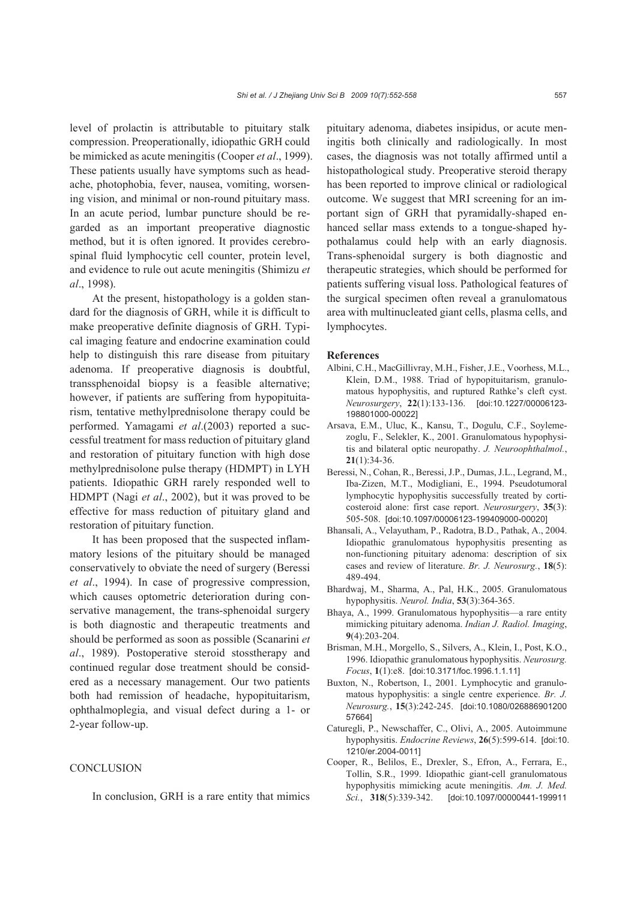level of prolactin is attributable to pituitary stalk compression. Preoperationally, idiopathic GRH could be mimicked as acute meningitis (Cooper *et al*., 1999). These patients usually have symptoms such as headache, photophobia, fever, nausea, vomiting, worsening vision, and minimal or non-round pituitary mass. In an acute period, lumbar puncture should be regarded as an important preoperative diagnostic method, but it is often ignored. It provides cerebrospinal fluid lymphocytic cell counter, protein level, and evidence to rule out acute meningitis (Shimizu *et al*., 1998).

At the present, histopathology is a golden standard for the diagnosis of GRH, while it is difficult to make preoperative definite diagnosis of GRH. Typical imaging feature and endocrine examination could help to distinguish this rare disease from pituitary adenoma. If preoperative diagnosis is doubtful, transsphenoidal biopsy is a feasible alternative; however, if patients are suffering from hypopituitarism, tentative methylprednisolone therapy could be performed. Yamagami *et al*.(2003) reported a successful treatment for mass reduction of pituitary gland and restoration of pituitary function with high dose methylprednisolone pulse therapy (HDMPT) in LYH patients. Idiopathic GRH rarely responded well to HDMPT (Nagi *et al*., 2002), but it was proved to be effective for mass reduction of pituitary gland and restoration of pituitary function.

It has been proposed that the suspected inflammatory lesions of the pituitary should be managed conservatively to obviate the need of surgery (Beressi *et al*., 1994). In case of progressive compression, which causes optometric deterioration during conservative management, the trans-sphenoidal surgery is both diagnostic and therapeutic treatments and should be performed as soon as possible (Scanarini *et al*., 1989). Postoperative steroid stosstherapy and continued regular dose treatment should be considered as a necessary management. Our two patients both had remission of headache, hypopituitarism, ophthalmoplegia, and visual defect during a 1- or 2-year follow-up.

## CONCLUSION

In conclusion, GRH is a rare entity that mimics pituitary adenoma, diabetes insipidus, or acute meningitis both clinically and radiologically. In most cases, the diagnosis was not totally affirmed until a histopathological study. Preoperative steroid therapy has been reported to improve clinical or radiological outcome. We suggest that MRI screening for an important sign of GRH that pyramidally-shaped enhanced sellar mass extends to a tongue-shaped hypothalamus could help with an early diagnosis. Trans-sphenoidal surgery is both diagnostic and therapeutic strategies, which should be performed for patients suffering visual loss. Pathological features of the surgical specimen often reveal a granulomatous area with multinucleated giant cells, plasma cells, and lymphocytes.

## References

Albini, C.H., MacGillivray, M.H., Fisher, J.E., Voorhess, M.L., Klein, D.M., 1988. Triad of hypopituitarism, granulomatous hypophysitis, and ruptured Rathke's cleft cyst. *Neurosurgery*, **22**(1):133-136. [doi:10.1227/00006123-198801000-00022]

Arsava, E.M., Uluc, K., Kansu, T., Dogulu, C.F., Soylemezoglu, F., Selekler, K., 2001. Granulomatous hypophysitis and bilateral optic neuropathy. *J. Neuroophthalmol.*, **21**(1):34-36.

Beressi, N., Cohan, R., Beressi, J.P., Dumas, J.L., Legrand, M., Iba-Zizen, M.T., Modigliani, E., 1994. Pseudotumoral lymphocytic hypophysitis successfully treated by corticosteroid alone: first case report. *Neurosurgery*, **35**(3): 505-508. [doi:10.1097/00006123-199409000-00020]

Bhansali, A., Velayutham, P., Radotra, B.D., Pathak, A., 2004. Idiopathic granulomatous hypophysitis presenting as non-functioning pituitary adenoma: description of six cases and review of literature. *Br. J. Neurosurg.*, **18**(5): 489-494.

Bhardwaj, M., Sharma, A., Pal, H.K., 2005. Granulomatous hypophysitis. *Neurol. India*, **53**(3):364-365.

Bhaya, A., 1999. Granulomatous hypophysitis—a rare entity mimicking pituitary adenoma. *Indian J. Radiol. Imaging*, **9**(4):203-204.

Brisman, M.H., Morgello, S., Silvers, A., Klein, I., Post, K.O., 1996. Idiopathic granulomatous hypophysitis. *Neurosurg. Focus*, **1**(1):e8. [doi:10.3171/foc.1996.1.1.11]

Buxton, N., Robertson, I., 2001. Lymphocytic and granulomatous hypophysitis: a single centre experience. *Br. J. Neurosurg.*, **15**(3):242-245. [doi:10.1080/02688690120057664]

Caturegli, P., Newschaffer, C., Olivi, A., 2005. Autoimmune hypophysitis. *Endocrine Reviews*, **26**(5):599-614. [doi:10.1210/er.2004-0011]

Cooper, R., Belilos, E., Drexler, S., Efron, A., Ferrara, E., Tollin, S.R., 1999. Idiopathic giant-cell granulomatous hypophysitis mimicking acute meningitis. *Am. J. Med. Sci.*, **318**(5):339-342. [doi:10.1097/00000441-199911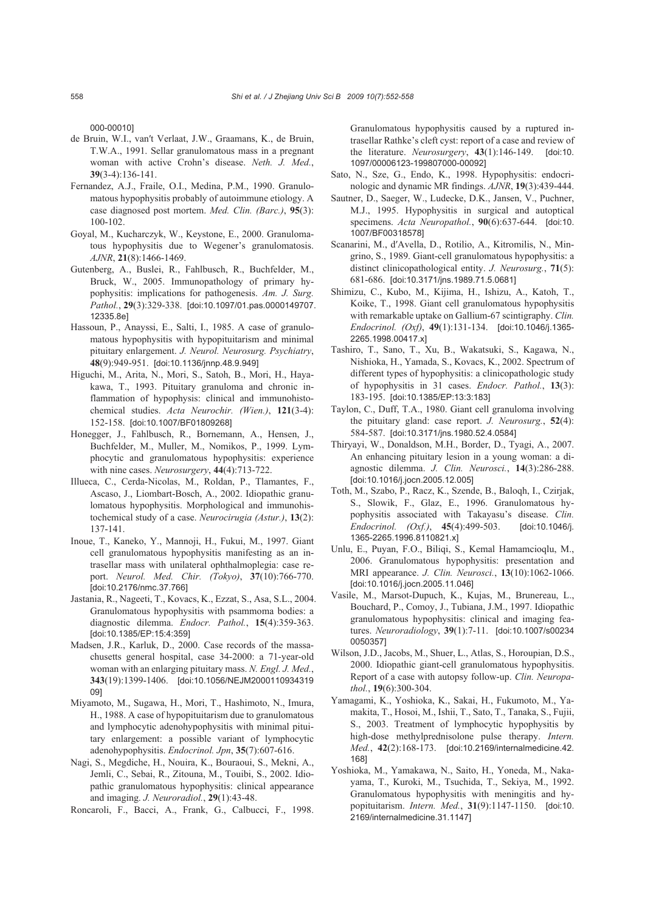000-00010]

de Bruin, W.I., van't Verlaat, J.W., Graamans, K., de Bruin, T.W.A., 1991. Sellar granulomatous mass in a pregnant woman with active Crohn's disease. *Neth. J. Med.*, **39**(3-4):136-141.

Fernandez, A.J., Fraile, O.I., Medina, P.M., 1990. Granulomatous hypophysitis probably of autoimmune etiology. A case diagnosed post mortem. *Med. Clin. (Barc.)*, **95**(3): 100-102.

Goyal, M., Kucharczyk, W., Keystone, E., 2000. Granulomatous hypophysitis due to Wegener's granulomatosis. *AJNR*, **21**(8):1466-1469.

Gutenberg, A., Buslei, R., Fahlbusch, R., Buchfelder, M., Bruck, W., 2005. Immunopathology of primary hypophysitis: implications for pathogenesis. *Am. J. Surg. Pathol.*, **29**(3):329-338. [doi:10.1097/01.pas.0000149707.12335.8e]

Hassoun, P., Anayssi, E., Salti, I., 1985. A case of granulomatous hypophysitis with hypopituitarism and minimal pituitary enlargement. *J. Neurol. Neurosurg. Psychiatry*, **48**(9):949-951. [doi:10.1136/jnnp.48.9.949]

Higuchi, M., Arita, N., Mori, S., Satoh, B., Mori, H., Hayakawa, T., 1993. Pituitary granuloma and chronic inflammation of hypophysis: clinical and immunohistochemical studies. *Acta Neurochir. (Wien.)*, **121**(3-4): 152-158. [doi:10.1007/BF01809268]

Honegger, J., Fahlbusch, R., Bornemann, A., Hensen, J., Buchfelder, M., Muller, M., Nomikos, P., 1999. Lymphocytic and granulomatous hypophysitis: experience with nine cases. *Neurosurgery*, **44**(4):713-722.

Illueca, C., Cerda-Nicolas, M., Roldan, P., Tlamantes, F., Ascaso, J., Liombart-Bosch, A., 2002. Idiopathic granulomatous hypophysitis. Morphological and immunohistochemical study of a case. *Neurocirugia (Astur.)*, **13**(2): 137-141.

Inoue, T., Kaneko, Y., Mannoji, H., Fukui, M., 1997. Giant cell granulomatous hypophysitis manifesting as an intrasellar mass with unilateral ophthalmoplegia: case report. *Neurol. Med. Chir. (Tokyo)*, **37**(10):766-770. [doi:10.2176/nmc.37.766]

Jastania, R., Nageeti, T., Kovacs, K., Ezzat, S., Asa, S.L., 2004. Granulomatous hypophysitis with psammoma bodies: a diagnostic dilemma. *Endocr. Pathol.*, **15**(4):359-363. [doi:10.1385/EP:15:4:359]

Madsen, J.R., Karluk, D., 2000. Case records of the massachusetts general hospital, case 34-2000: a 71-year-old woman with an enlarging pituitary mass. *N. Engl. J. Med.*, **343**(19):1399-1406. [doi:10.1056/NEJM200011093431909]

Miyamoto, M., Sugawa, H., Mori, T., Hashimoto, N., Imura, H., 1988. A case of hypopituitarism due to granulomatous and lymphocytic adenohypophysitis with minimal pituitary enlargement: a possible variant of lymphocytic adenohypophysitis. *Endocrinol. Jpn*, **35**(7):607-616.

Nagi, S., Megdiche, H., Nouira, K., Bouraoui, S., Mekni, A., Jemli, C., Sebai, R., Zitouna, M., Touibi, S., 2002. Idiopathic granulomatous hypophysitis: clinical appearance and imaging. *J. Neuroradiol.*, **29**(1):43-48.

Roncaroli, F., Bacci, A., Frank, G., Calbucci, F., 1998. Granulomatous hypophysitis caused by a ruptured intrasellar Rathke's cleft cyst: report of a case and review of the literature. *Neurosurgery*, **43**(1):146-149. [doi:10.1097/00006123-199807000-00092]

Sato, N., Sze, G., Endo, K., 1998. Hypophysitis: endocrinologic and dynamic MR findings. *AJNR*, **19**(3):439-444.

Sautner, D., Saeger, W., Ludecke, D.K., Jansen, V., Puchner, M.J., 1995. Hypophysitis in surgical and autoptical specimens. *Acta Neuropathol.*, **90**(6):637-644. [doi:10.1007/BF00318578]

Scanarini, M., d'Avella, D., Rotilio, A., Kitromilis, N., Mingrino, S., 1989. Giant-cell granulomatous hypophysitis: a distinct clinicopathological entity. *J. Neurosurg.*, **71**(5): 681-686. [doi:10.3171/jns.1989.71.5.0681]

Shimizu, C., Kubo, M., Kijima, H., Ishizu, A., Katoh, T., Koike, T., 1998. Giant cell granulomatous hypophysitis with remarkable uptake on Gallium-67 scintigraphy. *Clin. Endocrinol. (Oxf)*, **49**(1):131-134. [doi:10.1046/j.1365-2265.1998.00417.x]

Tashiro, T., Sano, T., Xu, B., Wakatsuki, S., Kagawa, N., Nishioka, H., Yamada, S., Kovacs, K., 2002. Spectrum of different types of hypophysitis: a clinicopathologic study of hypophysitis in 31 cases. *Endocr. Pathol.*, **13**(3): 183-195. [doi:10.1385/EP:13:3:183]

Taylon, C., Duff, T.A., 1980. Giant cell granuloma involving the pituitary gland: case report. *J. Neurosurg.*, **52**(4): 584-587. [doi:10.3171/jns.1980.52.4.0584]

Thiryayi, W., Donaldson, M.H., Border, D., Tyagi, A., 2007. An enhancing pituitary lesion in a young woman: a diagnostic dilemma. *J. Clin. Neurosci.*, **14**(3):286-288. [doi:10.1016/j.jocn.2005.12.005]

Toth, M., Szabo, P., Racz, K., Szende, B., Baloqh, I., Czirjak, S., Slowik, F., Glaz, E., 1996. Granulomatous hypophysitis associated with Takayasu's disease. *Clin. Endocrinol. (Oxf.)*, **45**(4):499-503. [doi:10.1046/j.1365-2265.1996.8110821.x]

Unlu, E., Puyan, F.O., Biliqi, S., Kemal Hamamcioqlu, M., 2006. Granulomatous hypophysitis: presentation and MRI appearance. *J. Clin. Neurosci.*, **13**(10):1062-1066. [doi:10.1016/j.jocn.2005.11.046]

Vasile, M., Marsot-Dupuch, K., Kujas, M., Brunereau, L., Bouchard, P., Comoy, J., Tubiana, J.M., 1997. Idiopathic granulomatous hypophysitis: clinical and imaging features. *Neuroradiology*, **39**(1):7-11. [doi:10.1007/s002340050357]

Wilson, J.D., Jacobs, M., Shuer, L., Atlas, S., Horoupian, D.S., 2000. Idiopathic giant-cell granulomatous hypophysitis. Report of a case with autopsy follow-up. *Clin. Neuropathol.*, **19**(6):300-304.

Yamagami, K., Yoshioka, K., Sakai, H., Fukumoto, M., Yamakita, T., Hosoi, M., Ishii, T., Sato, T., Tanaka, S., Fujii, S., 2003. Treatment of lymphocytic hypophysitis by high-dose methylprednisolone pulse therapy. *Intern. Med.*, **42**(2):168-173. [doi:10.2169/internalmedicine.42.168]

Yoshioka, M., Yamakawa, N., Saito, H., Yoneda, M., Nakayama, T., Kuroki, M., Tsuchida, T., Sekiya, M., 1992. Granulomatous hypophysitis with meningitis and hypopituitarism. *Intern. Med.*, **31**(9):1147-1150. [doi:10.2169/internalmedicine.31.1147]